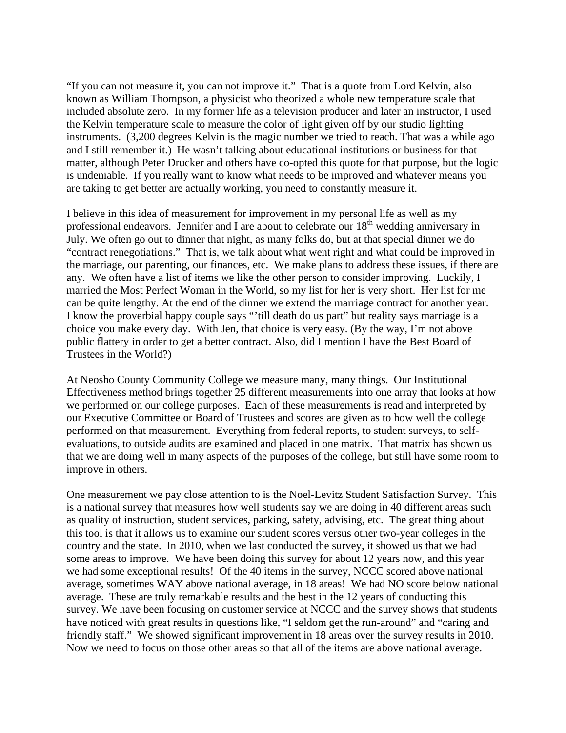"If you can not measure it, you can not improve it." That is a quote from Lord Kelvin, also known as William Thompson, a physicist who theorized a whole new temperature scale that included absolute zero. In my former life as a television producer and later an instructor, I used the Kelvin temperature scale to measure the color of light given off by our studio lighting instruments. (3,200 degrees Kelvin is the magic number we tried to reach. That was a while ago and I still remember it.) He wasn't talking about educational institutions or business for that matter, although Peter Drucker and others have co-opted this quote for that purpose, but the logic is undeniable. If you really want to know what needs to be improved and whatever means you are taking to get better are actually working, you need to constantly measure it.

I believe in this idea of measurement for improvement in my personal life as well as my professional endeavors. Jennifer and I are about to celebrate our 18th wedding anniversary in July. We often go out to dinner that night, as many folks do, but at that special dinner we do "contract renegotiations." That is, we talk about what went right and what could be improved in the marriage, our parenting, our finances, etc. We make plans to address these issues, if there are any. We often have a list of items we like the other person to consider improving. Luckily, I married the Most Perfect Woman in the World, so my list for her is very short. Her list for me can be quite lengthy. At the end of the dinner we extend the marriage contract for another year. I know the proverbial happy couple says "'till death do us part" but reality says marriage is a choice you make every day. With Jen, that choice is very easy. (By the way, I'm not above public flattery in order to get a better contract. Also, did I mention I have the Best Board of Trustees in the World?)

At Neosho County Community College we measure many, many things. Our Institutional Effectiveness method brings together 25 different measurements into one array that looks at how we performed on our college purposes. Each of these measurements is read and interpreted by our Executive Committee or Board of Trustees and scores are given as to how well the college performed on that measurement. Everything from federal reports, to student surveys, to self-evaluations, to outside audits are examined and placed in one matrix. That matrix has shown us that we are doing well in many aspects of the purposes of the college, but still have some room to improve in others.

One measurement we pay close attention to is the Noel-Levitz Student Satisfaction Survey. This is a national survey that measures how well students say we are doing in 40 different areas such as quality of instruction, student services, parking, safety, advising, etc. The great thing about this tool is that it allows us to examine our student scores versus other two-year colleges in the country and the state. In 2010, when we last conducted the survey, it showed us that we had some areas to improve. We have been doing this survey for about 12 years now, and this year we had some exceptional results! Of the 40 items in the survey, NCCC scored above national average, sometimes WAY above national average, in 18 areas! We had NO score below national average. These are truly remarkable results and the best in the 12 years of conducting this survey. We have been focusing on customer service at NCCC and the survey shows that students have noticed with great results in questions like, "I seldom get the run-around" and "caring and friendly staff." We showed significant improvement in 18 areas over the survey results in 2010. Now we need to focus on those other areas so that all of the items are above national average.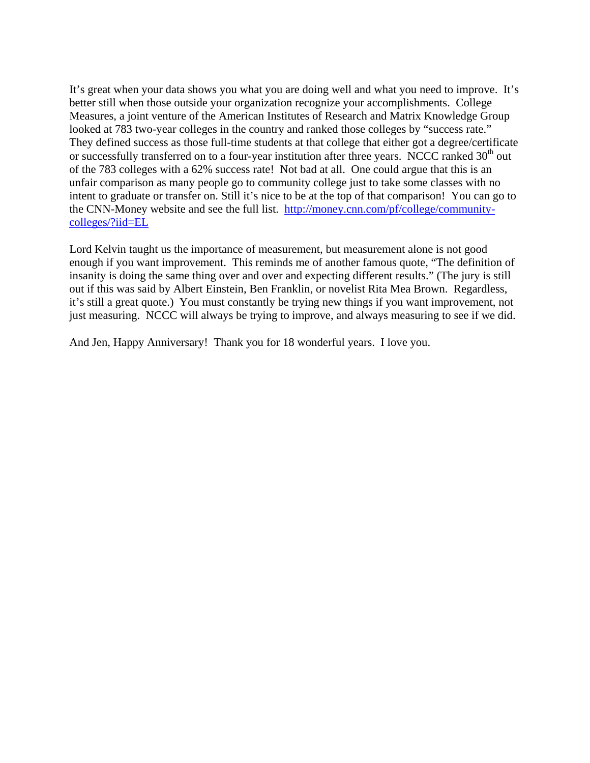It's great when your data shows you what you are doing well and what you need to improve. It's better still when those outside your organization recognize your accomplishments. College Measures, a joint venture of the American Institutes of Research and Matrix Knowledge Group looked at 783 two-year colleges in the country and ranked those colleges by "success rate." They defined success as those full-time students at that college that either got a degree/certificate or successfully transferred on to a four-year institution after three years. NCCC ranked 30th out of the 783 colleges with a 62% success rate! Not bad at all. One could argue that this is an unfair comparison as many people go to community college just to take some classes with no intent to graduate or transfer on. Still it's nice to be at the top of that comparison! You can go to the CNN-Money website and see the full list. [http://money.cnn.com/pf/college/community-colleges/?iid=EL](http://money.cnn.com/pf/college/community-colleges/?iid=EL)

Lord Kelvin taught us the importance of measurement, but measurement alone is not good enough if you want improvement. This reminds me of another famous quote, "The definition of insanity is doing the same thing over and over and expecting different results." (The jury is still out if this was said by Albert Einstein, Ben Franklin, or novelist Rita Mea Brown. Regardless, it's still a great quote.) You must constantly be trying new things if you want improvement, not just measuring. NCCC will always be trying to improve, and always measuring to see if we did.

And Jen, Happy Anniversary! Thank you for 18 wonderful years. I love you.